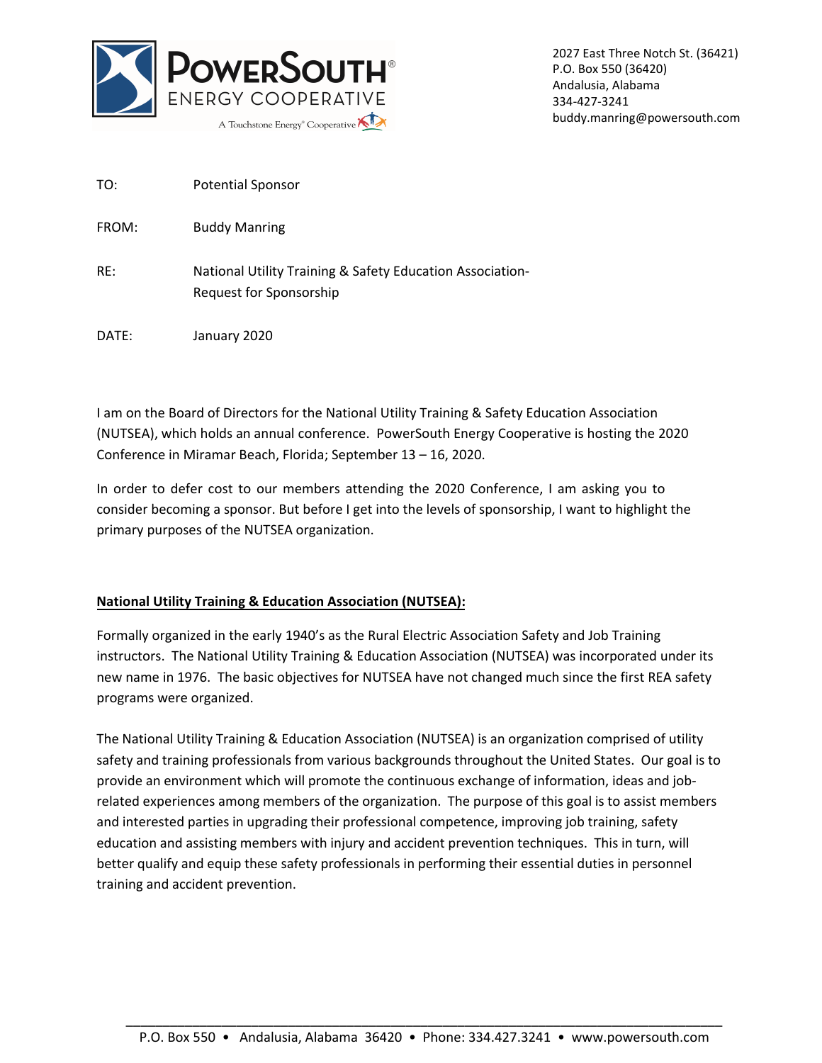PowerSouth Energy Cooperative
A Touchstone Energy® Cooperative

2027 East Three Notch St. (36421)
P.O. Box 550 (36420)
Andalusia, Alabama
334-427-3241
buddy.manring@powersouth.com

TO: Potential Sponsor

FROM: Buddy Manring

RE: National Utility Training & Safety Education Association- Request for Sponsorship

DATE: January 2020

I am on the Board of Directors for the National Utility Training & Safety Education Association (NUTSEA), which holds an annual conference. PowerSouth Energy Cooperative is hosting the 2020 Conference in Miramar Beach, Florida; September 13 – 16, 2020.

In order to defer cost to our members attending the 2020 Conference, I am asking you to consider becoming a sponsor. But before I get into the levels of sponsorship, I want to highlight the primary purposes of the NUTSEA organization.

**National Utility Training & Education Association (NUTSEA):**

Formally organized in the early 1940's as the Rural Electric Association Safety and Job Training instructors. The National Utility Training & Education Association (NUTSEA) was incorporated under its new name in 1976. The basic objectives for NUTSEA have not changed much since the first REA safety programs were organized.

The National Utility Training & Education Association (NUTSEA) is an organization comprised of utility safety and training professionals from various backgrounds throughout the United States. Our goal is to provide an environment which will promote the continuous exchange of information, ideas and job-related experiences among members of the organization. The purpose of this goal is to assist members and interested parties in upgrading their professional competence, improving job training, safety education and assisting members with injury and accident prevention techniques. This in turn, will better qualify and equip these safety professionals in performing their essential duties in personnel training and accident prevention.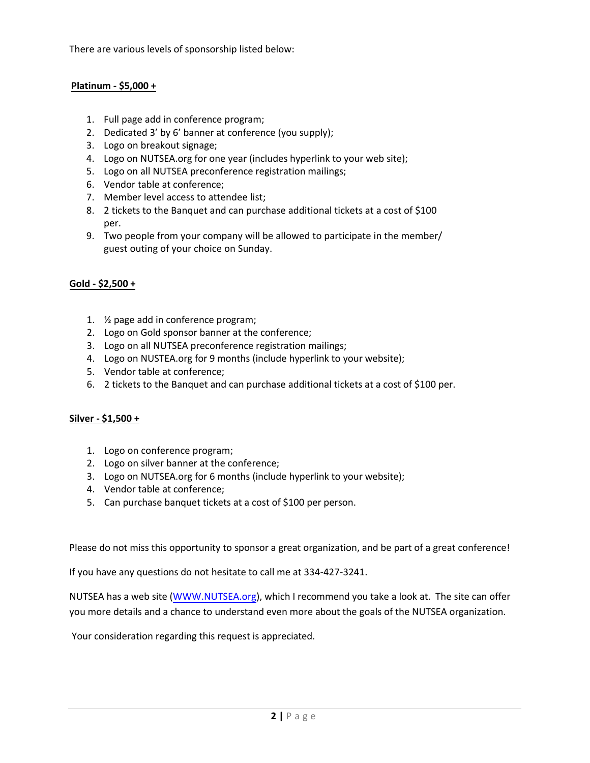There are various levels of sponsorship listed below:

**Platinum - $5,000 +**

1. Full page add in conference program;
2. Dedicated 3' by 6' banner at conference (you supply);
3. Logo on breakout signage;
4. Logo on NUTSEA.org for one year (includes hyperlink to your web site);
5. Logo on all NUTSEA preconference registration mailings;
6. Vendor table at conference;
7. Member level access to attendee list;
8. 2 tickets to the Banquet and can purchase additional tickets at a cost of $100 per.
9. Two people from your company will be allowed to participate in the member/ guest outing of your choice on Sunday.

**Gold - $2,500 +**

1. ½ page add in conference program;
2. Logo on Gold sponsor banner at the conference;
3. Logo on all NUTSEA preconference registration mailings;
4. Logo on NUSTEA.org for 9 months (include hyperlink to your website);
5. Vendor table at conference;
6. 2 tickets to the Banquet and can purchase additional tickets at a cost of $100 per.

**Silver - $1,500 +**

1. Logo on conference program;
2. Logo on silver banner at the conference;
3. Logo on NUTSEA.org for 6 months (include hyperlink to your website);
4. Vendor table at conference;
5. Can purchase banquet tickets at a cost of $100 per person.

Please do not miss this opportunity to sponsor a great organization, and be part of a great conference!

If you have any questions do not hesitate to call me at 334-427-3241.

NUTSEA has a web site ([WWW.NUTSEA.org](http://WWW.NUTSEA.org)), which I recommend you take a look at. The site can offer you more details and a chance to understand even more about the goals of the NUTSEA organization.

Your consideration regarding this request is appreciated.